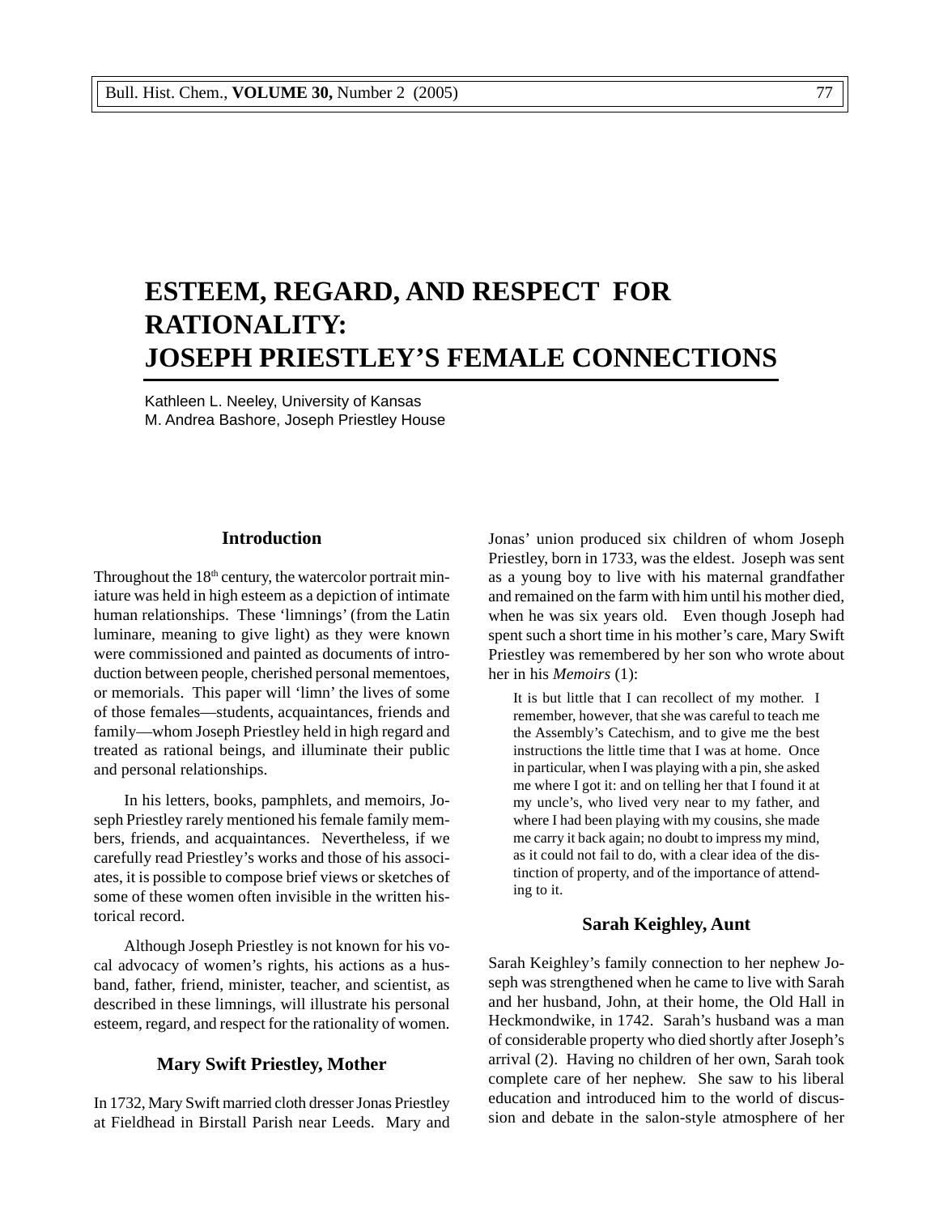# ESTEEM, REGARD, AND RESPECT FOR RATIONALITY: JOSEPH PRIESTLEY'S FEMALE CONNECTIONS

Kathleen L. Neeley, University of Kansas
M. Andrea Bashore, Joseph Priestley House

## Introduction

Throughout the 18th century, the watercolor portrait miniature was held in high esteem as a depiction of intimate human relationships. These 'limnings' (from the Latin luminare, meaning to give light) as they were known were commissioned and painted as documents of introduction between people, cherished personal mementoes, or memorials. This paper will 'limn' the lives of some of those females—students, acquaintances, friends and family—whom Joseph Priestley held in high regard and treated as rational beings, and illuminate their public and personal relationships.

In his letters, books, pamphlets, and memoirs, Joseph Priestley rarely mentioned his female family members, friends, and acquaintances. Nevertheless, if we carefully read Priestley's works and those of his associates, it is possible to compose brief views or sketches of some of these women often invisible in the written historical record.

Although Joseph Priestley is not known for his vocal advocacy of women's rights, his actions as a husband, father, friend, minister, teacher, and scientist, as described in these limnings, will illustrate his personal esteem, regard, and respect for the rationality of women.

## Mary Swift Priestley, Mother

In 1732, Mary Swift married cloth dresser Jonas Priestley at Fieldhead in Birstall Parish near Leeds. Mary and Jonas' union produced six children of whom Joseph Priestley, born in 1733, was the eldest. Joseph was sent as a young boy to live with his maternal grandfather and remained on the farm with him until his mother died, when he was six years old. Even though Joseph had spent such a short time in his mother's care, Mary Swift Priestley was remembered by her son who wrote about her in his *Memoirs* (1):

> It is but little that I can recollect of my mother. I remember, however, that she was careful to teach me the Assembly's Catechism, and to give me the best instructions the little time that I was at home. Once in particular, when I was playing with a pin, she asked me where I got it: and on telling her that I found it at my uncle's, who lived very near to my father, and where I had been playing with my cousins, she made me carry it back again; no doubt to impress my mind, as it could not fail to do, with a clear idea of the distinction of property, and of the importance of attending to it.

## Sarah Keighley, Aunt

Sarah Keighley's family connection to her nephew Joseph was strengthened when he came to live with Sarah and her husband, John, at their home, the Old Hall in Heckmondwike, in 1742. Sarah's husband was a man of considerable property who died shortly after Joseph's arrival (2). Having no children of her own, Sarah took complete care of her nephew. She saw to his liberal education and introduced him to the world of discussion and debate in the salon-style atmosphere of her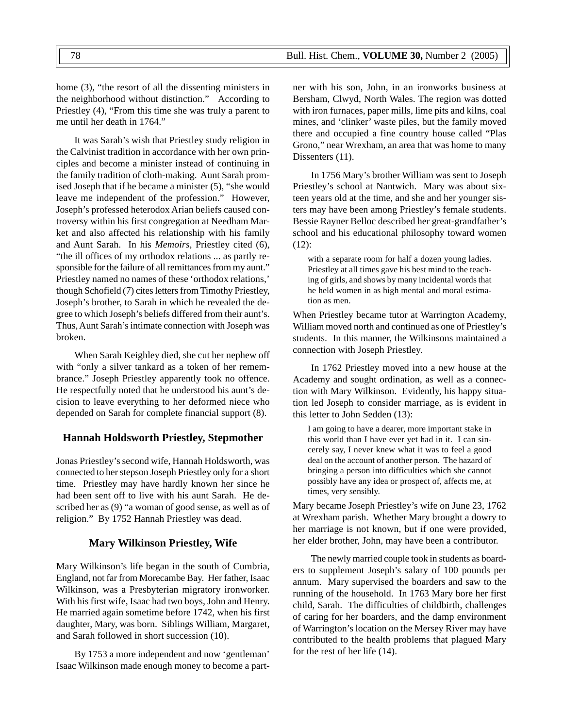home (3), "the resort of all the dissenting ministers in the neighborhood without distinction." According to Priestley (4), "From this time she was truly a parent to me until her death in 1764."

It was Sarah's wish that Priestley study religion in the Calvinist tradition in accordance with her own principles and become a minister instead of continuing in the family tradition of cloth-making. Aunt Sarah promised Joseph that if he became a minister (5), "she would leave me independent of the profession." However, Joseph's professed heterodox Arian beliefs caused controversy within his first congregation at Needham Market and also affected his relationship with his family and Aunt Sarah. In his *Memoirs,* Priestley cited (6), "the ill offices of my orthodox relations ... as partly responsible for the failure of all remittances from my aunt." Priestley named no names of these 'orthodox relations,' though Schofield (7) cites letters from Timothy Priestley, Joseph's brother, to Sarah in which he revealed the degree to which Joseph's beliefs differed from their aunt's. Thus, Aunt Sarah's intimate connection with Joseph was broken.

When Sarah Keighley died, she cut her nephew off with "only a silver tankard as a token of her remembrance." Joseph Priestley apparently took no offence. He respectfully noted that he understood his aunt's decision to leave everything to her deformed niece who depended on Sarah for complete financial support (8).

## Hannah Holdsworth Priestley, Stepmother

Jonas Priestley's second wife, Hannah Holdsworth, was connected to her stepson Joseph Priestley only for a short time. Priestley may have hardly known her since he had been sent off to live with his aunt Sarah. He described her as (9) "a woman of good sense, as well as of religion." By 1752 Hannah Priestley was dead.

## Mary Wilkinson Priestley, Wife

Mary Wilkinson's life began in the south of Cumbria, England, not far from Morecambe Bay. Her father, Isaac Wilkinson, was a Presbyterian migratory ironworker. With his first wife, Isaac had two boys, John and Henry. He married again sometime before 1742, when his first daughter, Mary, was born. Siblings William, Margaret, and Sarah followed in short succession (10).

By 1753 a more independent and now 'gentleman' Isaac Wilkinson made enough money to become a partner with his son, John, in an ironworks business at Bersham, Clwyd, North Wales. The region was dotted with iron furnaces, paper mills, lime pits and kilns, coal mines, and 'clinker' waste piles, but the family moved there and occupied a fine country house called "Plas Grono," near Wrexham, an area that was home to many Dissenters (11).

In 1756 Mary's brother William was sent to Joseph Priestley's school at Nantwich. Mary was about sixteen years old at the time, and she and her younger sisters may have been among Priestley's female students. Bessie Rayner Belloc described her great-grandfather's school and his educational philosophy toward women (12):

> with a separate room for half a dozen young ladies. Priestley at all times gave his best mind to the teaching of girls, and shows by many incidental words that he held women in as high mental and moral estimation as men.

When Priestley became tutor at Warrington Academy, William moved north and continued as one of Priestley's students. In this manner, the Wilkinsons maintained a connection with Joseph Priestley.

In 1762 Priestley moved into a new house at the Academy and sought ordination, as well as a connection with Mary Wilkinson. Evidently, his happy situation led Joseph to consider marriage, as is evident in this letter to John Sedden (13):

> I am going to have a dearer, more important stake in this world than I have ever yet had in it. I can sincerely say, I never knew what it was to feel a good deal on the account of another person. The hazard of bringing a person into difficulties which she cannot possibly have any idea or prospect of, affects me, at times, very sensibly.

Mary became Joseph Priestley's wife on June 23, 1762 at Wrexham parish. Whether Mary brought a dowry to her marriage is not known, but if one were provided, her elder brother, John, may have been a contributor.

The newly married couple took in students as boarders to supplement Joseph's salary of 100 pounds per annum. Mary supervised the boarders and saw to the running of the household. In 1763 Mary bore her first child, Sarah. The difficulties of childbirth, challenges of caring for her boarders, and the damp environment of Warrington's location on the Mersey River may have contributed to the health problems that plagued Mary for the rest of her life (14).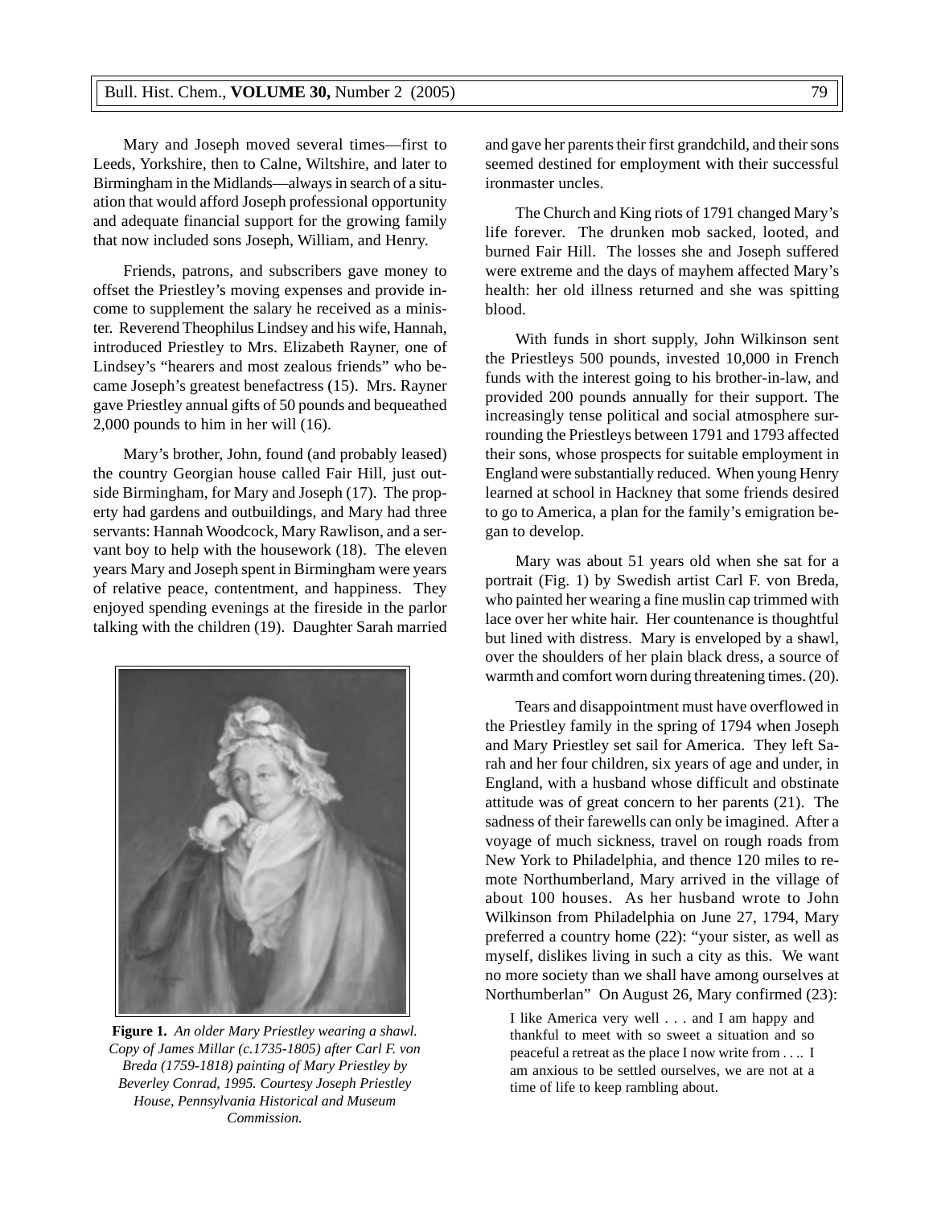Mary and Joseph moved several times—first to Leeds, Yorkshire, then to Calne, Wiltshire, and later to Birmingham in the Midlands—always in search of a situation that would afford Joseph professional opportunity and adequate financial support for the growing family that now included sons Joseph, William, and Henry.

Friends, patrons, and subscribers gave money to offset the Priestley's moving expenses and provide income to supplement the salary he received as a minister. Reverend Theophilus Lindsey and his wife, Hannah, introduced Priestley to Mrs. Elizabeth Rayner, one of Lindsey's "hearers and most zealous friends" who became Joseph's greatest benefactress (15). Mrs. Rayner gave Priestley annual gifts of 50 pounds and bequeathed 2,000 pounds to him in her will (16).

Mary's brother, John, found (and probably leased) the country Georgian house called Fair Hill, just outside Birmingham, for Mary and Joseph (17). The property had gardens and outbuildings, and Mary had three servants: Hannah Woodcock, Mary Rawlison, and a servant boy to help with the housework (18). The eleven years Mary and Joseph spent in Birmingham were years of relative peace, contentment, and happiness. They enjoyed spending evenings at the fireside in the parlor talking with the children (19). Daughter Sarah married and gave her parents their first grandchild, and their sons seemed destined for employment with their successful ironmaster uncles.

**Figure 1.** *An older Mary Priestley wearing a shawl. Copy of James Millar (c.1735-1805) after Carl F. von Breda (1759-1818) painting of Mary Priestley by Beverley Conrad, 1995. Courtesy Joseph Priestley House, Pennsylvania Historical and Museum Commission.*

The Church and King riots of 1791 changed Mary's life forever. The drunken mob sacked, looted, and burned Fair Hill. The losses she and Joseph suffered were extreme and the days of mayhem affected Mary's health: her old illness returned and she was spitting blood.

With funds in short supply, John Wilkinson sent the Priestleys 500 pounds, invested 10,000 in French funds with the interest going to his brother-in-law, and provided 200 pounds annually for their support. The increasingly tense political and social atmosphere surrounding the Priestleys between 1791 and 1793 affected their sons, whose prospects for suitable employment in England were substantially reduced. When young Henry learned at school in Hackney that some friends desired to go to America, a plan for the family's emigration began to develop.

Mary was about 51 years old when she sat for a portrait (Fig. 1) by Swedish artist Carl F. von Breda, who painted her wearing a fine muslin cap trimmed with lace over her white hair. Her countenance is thoughtful but lined with distress. Mary is enveloped by a shawl, over the shoulders of her plain black dress, a source of warmth and comfort worn during threatening times. (20).

Tears and disappointment must have overflowed in the Priestley family in the spring of 1794 when Joseph and Mary Priestley set sail for America. They left Sarah and her four children, six years of age and under, in England, with a husband whose difficult and obstinate attitude was of great concern to her parents (21). The sadness of their farewells can only be imagined. After a voyage of much sickness, travel on rough roads from New York to Philadelphia, and thence 120 miles to remote Northumberland, Mary arrived in the village of about 100 houses. As her husband wrote to John Wilkinson from Philadelphia on June 27, 1794, Mary preferred a country home (22): "your sister, as well as myself, dislikes living in such a city as this. We want no more society than we shall have among ourselves at Northumberlan" On August 26, Mary confirmed (23):

> I like America very well . . . and I am happy and thankful to meet with so sweet a situation and so peaceful a retreat as the place I now write from . . .. I am anxious to be settled ourselves, we are not at a time of life to keep rambling about.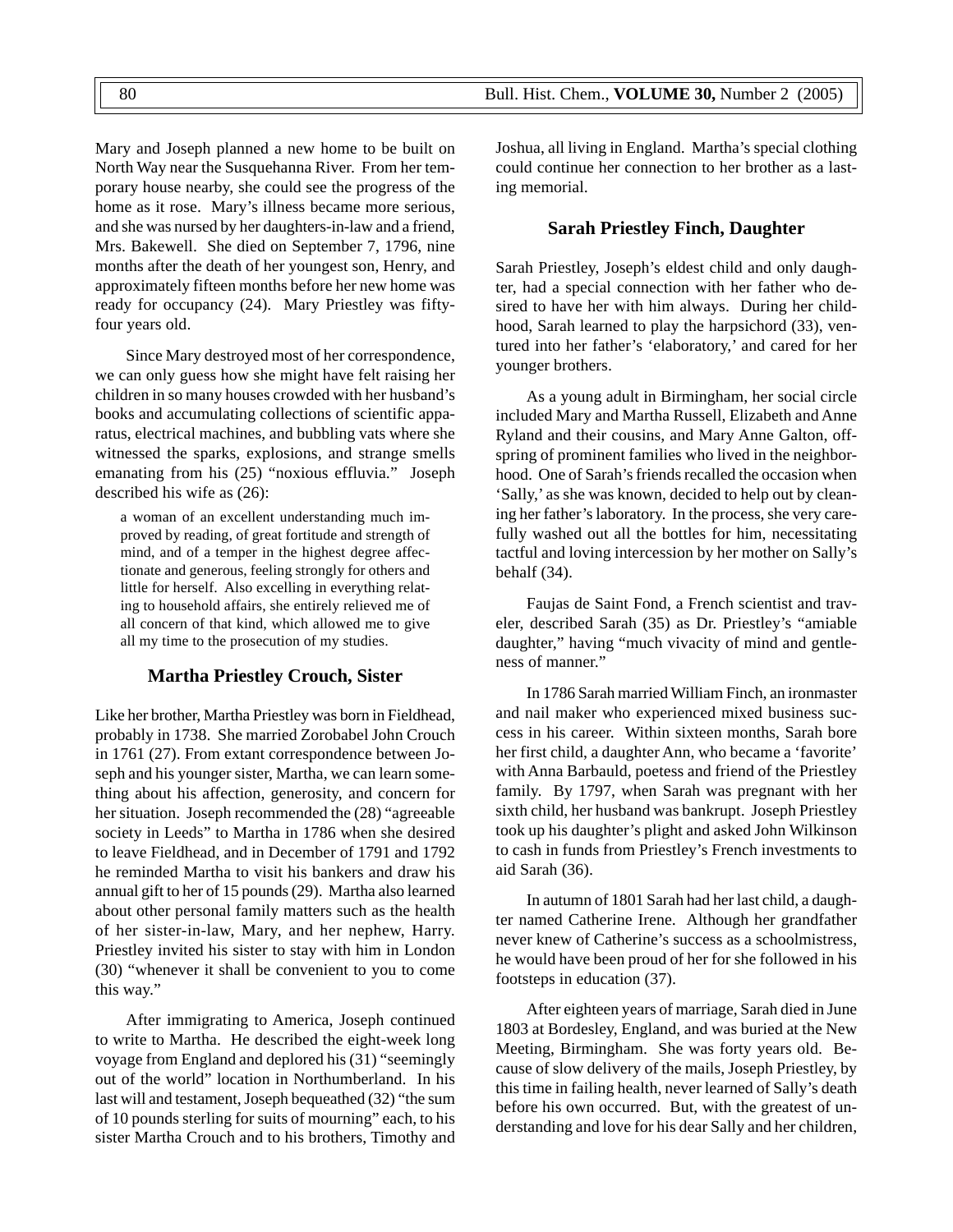Mary and Joseph planned a new home to be built on North Way near the Susquehanna River. From her temporary house nearby, she could see the progress of the home as it rose. Mary's illness became more serious, and she was nursed by her daughters-in-law and a friend, Mrs. Bakewell. She died on September 7, 1796, nine months after the death of her youngest son, Henry, and approximately fifteen months before her new home was ready for occupancy (24). Mary Priestley was fifty-four years old.

Since Mary destroyed most of her correspondence, we can only guess how she might have felt raising her children in so many houses crowded with her husband's books and accumulating collections of scientific apparatus, electrical machines, and bubbling vats where she witnessed the sparks, explosions, and strange smells emanating from his (25) "noxious effluvia." Joseph described his wife as (26):

> a woman of an excellent understanding much improved by reading, of great fortitude and strength of mind, and of a temper in the highest degree affectionate and generous, feeling strongly for others and little for herself. Also excelling in everything relating to household affairs, she entirely relieved me of all concern of that kind, which allowed me to give all my time to the prosecution of my studies.

## Martha Priestley Crouch, Sister

Like her brother, Martha Priestley was born in Fieldhead, probably in 1738. She married Zorobabel John Crouch in 1761 (27). From extant correspondence between Joseph and his younger sister, Martha, we can learn something about his affection, generosity, and concern for her situation. Joseph recommended the (28) "agreeable society in Leeds" to Martha in 1786 when she desired to leave Fieldhead, and in December of 1791 and 1792 he reminded Martha to visit his bankers and draw his annual gift to her of 15 pounds (29). Martha also learned about other personal family matters such as the health of her sister-in-law, Mary, and her nephew, Harry. Priestley invited his sister to stay with him in London (30) "whenever it shall be convenient to you to come this way."

After immigrating to America, Joseph continued to write to Martha. He described the eight-week long voyage from England and deplored his (31) "seemingly out of the world" location in Northumberland. In his last will and testament, Joseph bequeathed (32) "the sum of 10 pounds sterling for suits of mourning" each, to his sister Martha Crouch and to his brothers, Timothy and Joshua, all living in England. Martha's special clothing could continue her connection to her brother as a lasting memorial.

## Sarah Priestley Finch, Daughter

Sarah Priestley, Joseph's eldest child and only daughter, had a special connection with her father who desired to have her with him always. During her childhood, Sarah learned to play the harpsichord (33), ventured into her father's 'elaboratory,' and cared for her younger brothers.

As a young adult in Birmingham, her social circle included Mary and Martha Russell, Elizabeth and Anne Ryland and their cousins, and Mary Anne Galton, offspring of prominent families who lived in the neighborhood. One of Sarah's friends recalled the occasion when 'Sally,' as she was known, decided to help out by cleaning her father's laboratory. In the process, she very carefully washed out all the bottles for him, necessitating tactful and loving intercession by her mother on Sally's behalf (34).

Faujas de Saint Fond, a French scientist and traveler, described Sarah (35) as Dr. Priestley's "amiable daughter," having "much vivacity of mind and gentleness of manner."

In 1786 Sarah married William Finch, an ironmaster and nail maker who experienced mixed business success in his career. Within sixteen months, Sarah bore her first child, a daughter Ann, who became a 'favorite' with Anna Barbauld, poetess and friend of the Priestley family. By 1797, when Sarah was pregnant with her sixth child, her husband was bankrupt. Joseph Priestley took up his daughter's plight and asked John Wilkinson to cash in funds from Priestley's French investments to aid Sarah (36).

In autumn of 1801 Sarah had her last child, a daughter named Catherine Irene. Although her grandfather never knew of Catherine's success as a schoolmistress, he would have been proud of her for she followed in his footsteps in education (37).

After eighteen years of marriage, Sarah died in June 1803 at Bordesley, England, and was buried at the New Meeting, Birmingham. She was forty years old. Because of slow delivery of the mails, Joseph Priestley, by this time in failing health, never learned of Sally's death before his own occurred. But, with the greatest of understanding and love for his dear Sally and her children,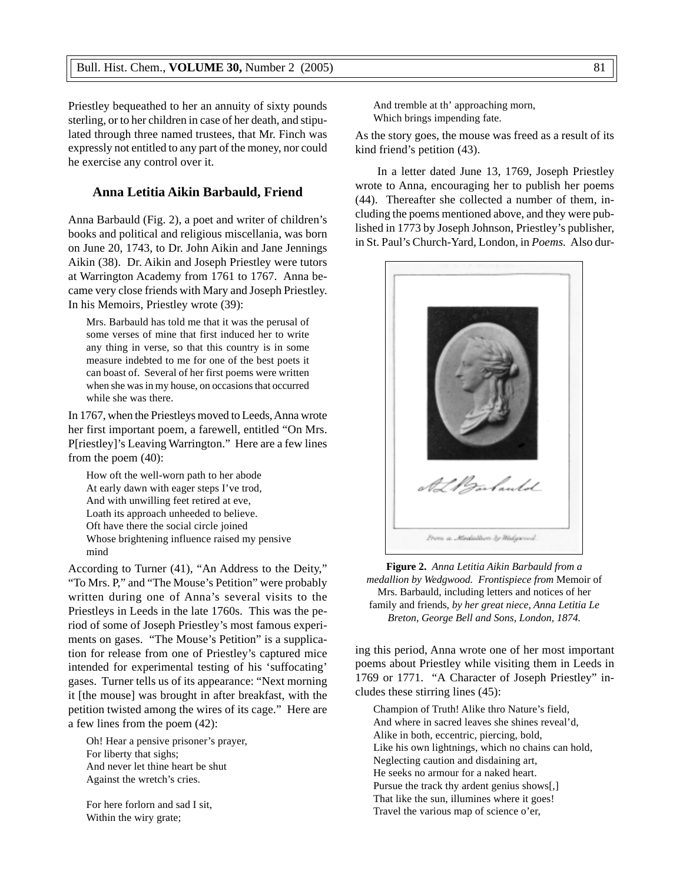Priestley bequeathed to her an annuity of sixty pounds sterling, or to her children in case of her death, and stipulated through three named trustees, that Mr. Finch was expressly not entitled to any part of the money, nor could he exercise any control over it.

### Anna Letitia Aikin Barbauld, Friend

Anna Barbauld (Fig. 2), a poet and writer of children's books and political and religious miscellania, was born on June 20, 1743, to Dr. John Aikin and Jane Jennings Aikin (38). Dr. Aikin and Joseph Priestley were tutors at Warrington Academy from 1761 to 1767. Anna became very close friends with Mary and Joseph Priestley. In his Memoirs, Priestley wrote (39):

> Mrs. Barbauld has told me that it was the perusal of some verses of mine that first induced her to write any thing in verse, so that this country is in some measure indebted to me for one of the best poets it can boast of. Several of her first poems were written when she was in my house, on occasions that occurred while she was there.

In 1767, when the Priestleys moved to Leeds, Anna wrote her first important poem, a farewell, entitled "On Mrs. P[riestley]'s Leaving Warrington." Here are a few lines from the poem (40):

> How oft the well-worn path to her abode
> At early dawn with eager steps I've trod,
> And with unwilling feet retired at eve,
> Loath its approach unheeded to believe.
> Oft have there the social circle joined
> Whose brightening influence raised my pensive mind

According to Turner (41), "An Address to the Deity," "To Mrs. P," and "The Mouse's Petition" were probably written during one of Anna's several visits to the Priestleys in Leeds in the late 1760s. This was the period of some of Joseph Priestley's most famous experiments on gases. "The Mouse's Petition" is a supplication for release from one of Priestley's captured mice intended for experimental testing of his 'suffocating' gases. Turner tells us of its appearance: "Next morning it [the mouse] was brought in after breakfast, with the petition twisted among the wires of its cage." Here are a few lines from the poem (42):

> Oh! Hear a pensive prisoner's prayer,
> For liberty that sighs;
> And never let thine heart be shut
> Against the wretch's cries.
>
> For here forlorn and sad I sit,
> Within the wiry grate;
> And tremble at th' approaching morn,
> Which brings impending fate.

As the story goes, the mouse was freed as a result of its kind friend's petition (43).

In a letter dated June 13, 1769, Joseph Priestley wrote to Anna, encouraging her to publish her poems (44). Thereafter she collected a number of them, including the poems mentioned above, and they were published in 1773 by Joseph Johnson, Priestley's publisher, in St. Paul's Church-Yard, London, in *Poems.* Also during this period, Anna wrote one of her most important poems about Priestley while visiting them in Leeds in 1769 or 1771. "A Character of Joseph Priestley" includes these stirring lines (45):

> Champion of Truth! Alike thro Nature's field,
> And where in sacred leaves she shines reveal'd,
> Alike in both, eccentric, piercing, bold,
> Like his own lightnings, which no chains can hold,
> Neglecting caution and disdaining art,
> He seeks no armour for a naked heart.
> Pursue the track thy ardent genius shows[,]
> That like the sun, illumines where it goes!
> Travel the various map of science o'er,

**Figure 2.** *Anna Letitia Aikin Barbauld from a medallion by Wedgwood. Frontispiece from* Memoir of Mrs. Barbauld, including letters and notices of her family and friends*, by her great niece, Anna Letitia Le Breton, George Bell and Sons, London, 1874.*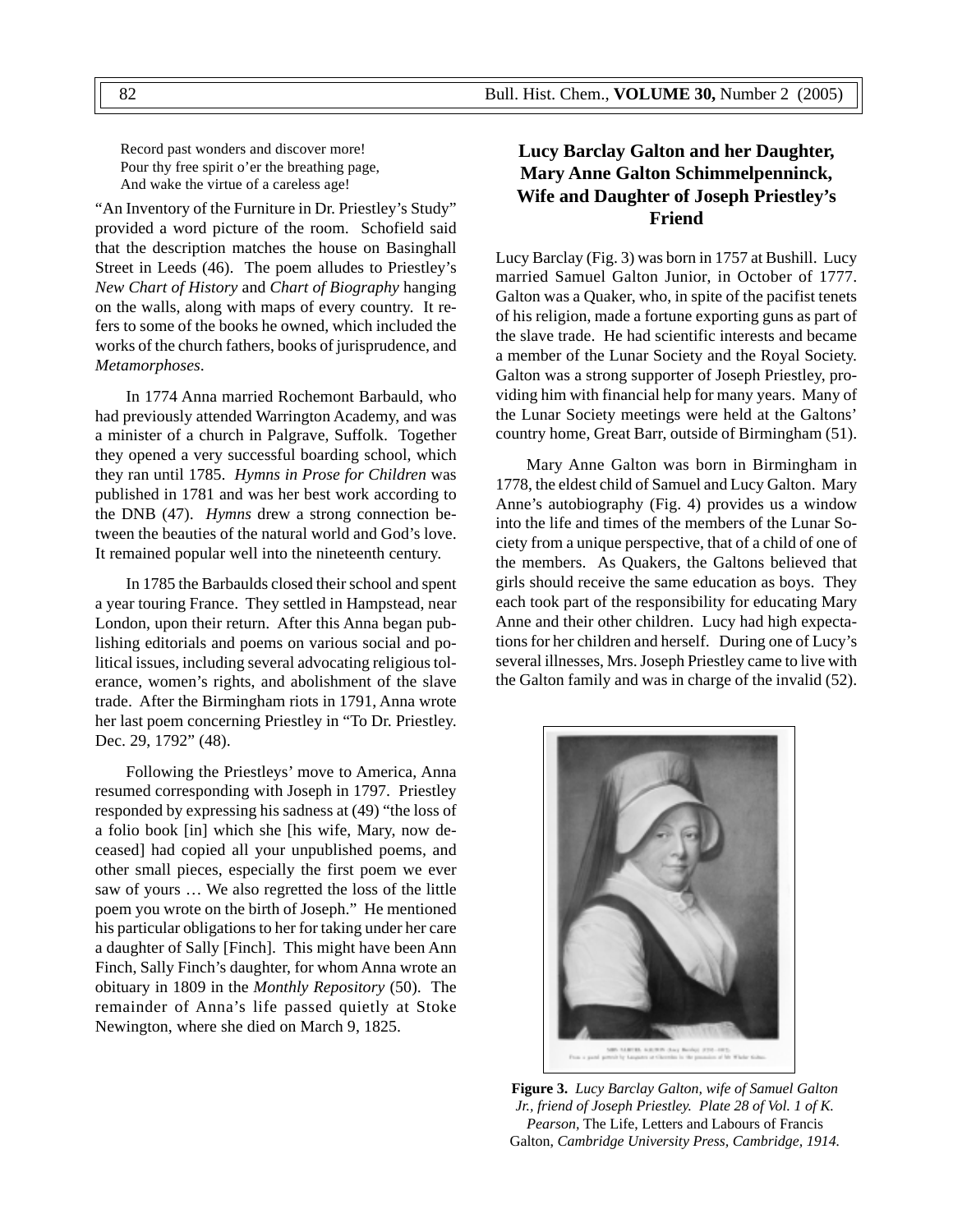Record past wonders and discover more!  
Pour thy free spirit o'er the breathing page,  
And wake the virtue of a careless age!

"An Inventory of the Furniture in Dr. Priestley's Study" provided a word picture of the room. Schofield said that the description matches the house on Basinghall Street in Leeds (46). The poem alludes to Priestley's *New Chart of History* and *Chart of Biography* hanging on the walls, along with maps of every country. It refers to some of the books he owned, which included the works of the church fathers, books of jurisprudence, and *Metamorphoses*.

In 1774 Anna married Rochemont Barbauld, who had previously attended Warrington Academy, and was a minister of a church in Palgrave, Suffolk. Together they opened a very successful boarding school, which they ran until 1785. *Hymns in Prose for Children* was published in 1781 and was her best work according to the DNB (47). *Hymns* drew a strong connection between the beauties of the natural world and God's love. It remained popular well into the nineteenth century.

In 1785 the Barbaulds closed their school and spent a year touring France. They settled in Hampstead, near London, upon their return. After this Anna began publishing editorials and poems on various social and political issues, including several advocating religious tolerance, women's rights, and abolishment of the slave trade. After the Birmingham riots in 1791, Anna wrote her last poem concerning Priestley in "To Dr. Priestley. Dec. 29, 1792" (48).

Following the Priestleys' move to America, Anna resumed corresponding with Joseph in 1797. Priestley responded by expressing his sadness at (49) "the loss of a folio book [in] which she [his wife, Mary, now deceased] had copied all your unpublished poems, and other small pieces, especially the first poem we ever saw of yours … We also regretted the loss of the little poem you wrote on the birth of Joseph." He mentioned his particular obligations to her for taking under her care a daughter of Sally [Finch]. This might have been Ann Finch, Sally Finch's daughter, for whom Anna wrote an obituary in 1809 in the *Monthly Repository* (50). The remainder of Anna's life passed quietly at Stoke Newington, where she died on March 9, 1825.

## Lucy Barclay Galton and her Daughter, Mary Anne Galton Schimmelpenninck, Wife and Daughter of Joseph Priestley's Friend

Lucy Barclay (Fig. 3) was born in 1757 at Bushill. Lucy married Samuel Galton Junior, in October of 1777. Galton was a Quaker, who, in spite of the pacifist tenets of his religion, made a fortune exporting guns as part of the slave trade. He had scientific interests and became a member of the Lunar Society and the Royal Society. Galton was a strong supporter of Joseph Priestley, providing him with financial help for many years. Many of the Lunar Society meetings were held at the Galtons' country home, Great Barr, outside of Birmingham (51).

Mary Anne Galton was born in Birmingham in 1778, the eldest child of Samuel and Lucy Galton. Mary Anne's autobiography (Fig. 4) provides us a window into the life and times of the members of the Lunar Society from a unique perspective, that of a child of one of the members. As Quakers, the Galtons believed that girls should receive the same education as boys. They each took part of the responsibility for educating Mary Anne and their other children. Lucy had high expectations for her children and herself. During one of Lucy's several illnesses, Mrs. Joseph Priestley came to live with the Galton family and was in charge of the invalid (52).

**Figure 3.** *Lucy Barclay Galton, wife of Samuel Galton Jr., friend of Joseph Priestley. Plate 28 of Vol. 1 of K. Pearson,* The Life, Letters and Labours of Francis Galton*, Cambridge University Press, Cambridge, 1914.*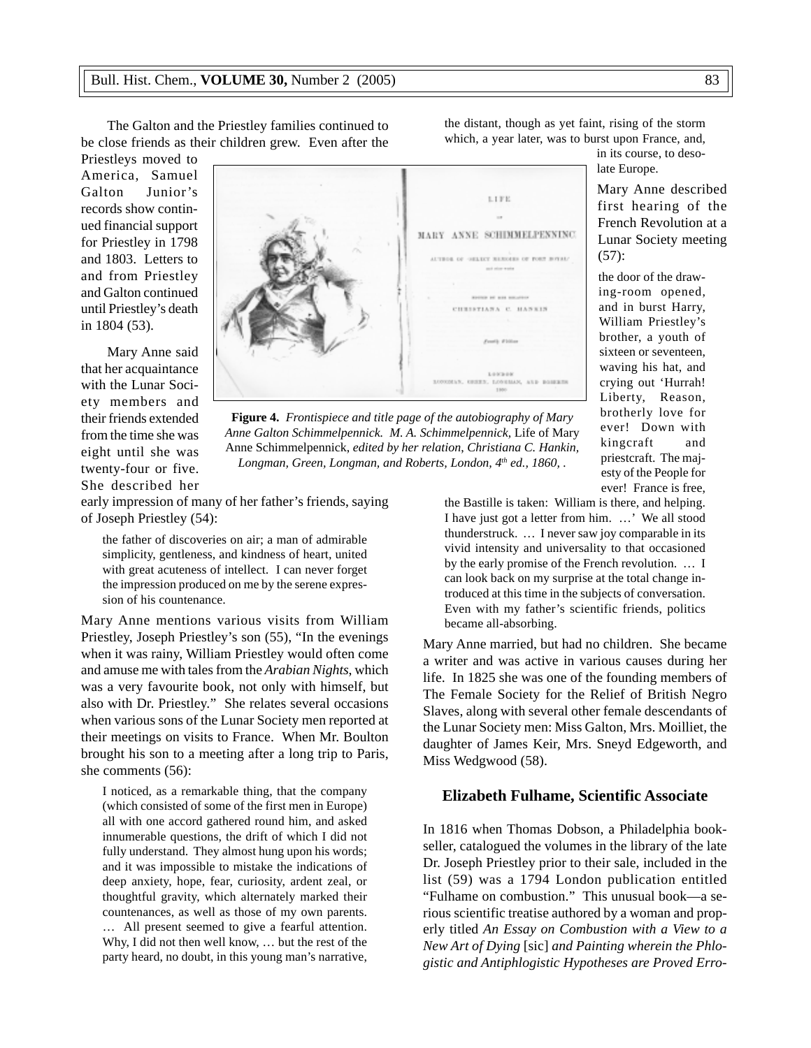The Galton and the Priestley families continued to be close friends as their children grew. Even after the Priestleys moved to America, Samuel Galton Junior's records show continued financial support for Priestley in 1798 and 1803. Letters to and from Priestley and Galton continued until Priestley's death in 1804 (53).

Mary Anne said that her acquaintance with the Lunar Society members and their friends extended from the time she was eight until she was twenty-four or five. She described her early impression of many of her father's friends, saying of Joseph Priestley (54):

> the father of discoveries on air; a man of admirable simplicity, gentleness, and kindness of heart, united with great acuteness of intellect. I can never forget the impression produced on me by the serene expression of his countenance.

Mary Anne mentions various visits from William Priestley, Joseph Priestley's son (55), "In the evenings when it was rainy, William Priestley would often come and amuse me with tales from the *Arabian Nights*, which was a very favourite book, not only with himself, but also with Dr. Priestley." She relates several occasions when various sons of the Lunar Society men reported at their meetings on visits to France. When Mr. Boulton brought his son to a meeting after a long trip to Paris, she comments (56):

> I noticed, as a remarkable thing, that the company (which consisted of some of the first men in Europe) all with one accord gathered round him, and asked innumerable questions, the drift of which I did not fully understand. They almost hung upon his words; and it was impossible to mistake the indications of deep anxiety, hope, fear, curiosity, ardent zeal, or thoughtful gravity, which alternately marked their countenances, as well as those of my own parents. … All present seemed to give a fearful attention. Why, I did not then well know, … but the rest of the party heard, no doubt, in this young man's narrative, the distant, though as yet faint, rising of the storm which, a year later, was to burst upon France, and, in its course, to desolate Europe.

**Figure 4.** *Frontispiece and title page of the autobiography of Mary Anne Galton Schimmelpennick. M. A. Schimmelpennick,* Life of Mary Anne Schimmelpennick, *edited by her relation, Christiana C. Hankin, Longman, Green, Longman, and Roberts, London, 4th ed., 1860, .*

Mary Anne described first hearing of the French Revolution at a Lunar Society meeting (57):

> the door of the drawing-room opened, and in burst Harry, William Priestley's brother, a youth of sixteen or seventeen, waving his hat, and crying out 'Hurrah! Liberty, Reason, brotherly love for ever! Down with kingcraft and priestcraft. The majesty of the People for ever! France is free, the Bastille is taken: William is there, and helping. I have just got a letter from him. …' We all stood thunderstruck. … I never saw joy comparable in its vivid intensity and universality to that occasioned by the early promise of the French revolution. … I can look back on my surprise at the total change introduced at this time in the subjects of conversation. Even with my father's scientific friends, politics became all-absorbing.

Mary Anne married, but had no children. She became a writer and was active in various causes during her life. In 1825 she was one of the founding members of The Female Society for the Relief of British Negro Slaves, along with several other female descendants of the Lunar Society men: Miss Galton, Mrs. Moilliet, the daughter of James Keir, Mrs. Sneyd Edgeworth, and Miss Wedgwood (58).

## Elizabeth Fulhame, Scientific Associate

In 1816 when Thomas Dobson, a Philadelphia bookseller, catalogued the volumes in the library of the late Dr. Joseph Priestley prior to their sale, included in the list (59) was a 1794 London publication entitled "Fulhame on combustion." This unusual book—a serious scientific treatise authored by a woman and properly titled *An Essay on Combustion with a View to a New Art of Dying* [sic] *and Painting wherein the Phlogistic and Antiphlogistic Hypotheses are Proved Erro-*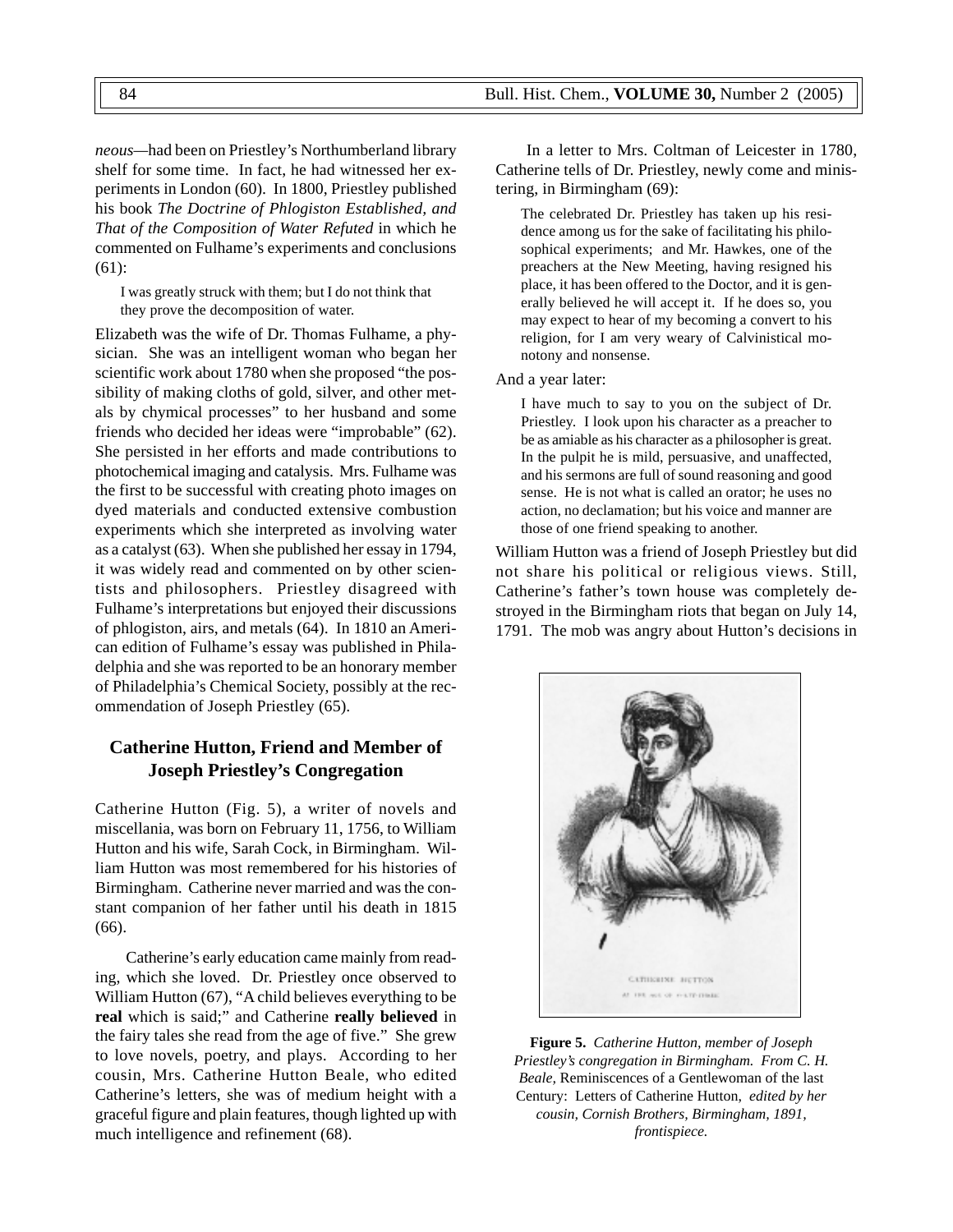*neous*—had been on Priestley's Northumberland library shelf for some time. In fact, he had witnessed her experiments in London (60). In 1800, Priestley published his book *The Doctrine of Phlogiston Established, and That of the Composition of Water Refuted* in which he commented on Fulhame's experiments and conclusions (61):

> I was greatly struck with them; but I do not think that they prove the decomposition of water.

Elizabeth was the wife of Dr. Thomas Fulhame, a physician. She was an intelligent woman who began her scientific work about 1780 when she proposed "the possibility of making cloths of gold, silver, and other metals by chymical processes" to her husband and some friends who decided her ideas were "improbable" (62). She persisted in her efforts and made contributions to photochemical imaging and catalysis. Mrs. Fulhame was the first to be successful with creating photo images on dyed materials and conducted extensive combustion experiments which she interpreted as involving water as a catalyst (63). When she published her essay in 1794, it was widely read and commented on by other scientists and philosophers. Priestley disagreed with Fulhame's interpretations but enjoyed their discussions of phlogiston, airs, and metals (64). In 1810 an American edition of Fulhame's essay was published in Philadelphia and she was reported to be an honorary member of Philadelphia's Chemical Society, possibly at the recommendation of Joseph Priestley (65).

## Catherine Hutton, Friend and Member of Joseph Priestley's Congregation

Catherine Hutton (Fig. 5), a writer of novels and miscellania, was born on February 11, 1756, to William Hutton and his wife, Sarah Cock, in Birmingham. William Hutton was most remembered for his histories of Birmingham. Catherine never married and was the constant companion of her father until his death in 1815 (66).

Catherine's early education came mainly from reading, which she loved. Dr. Priestley once observed to William Hutton (67), "A child believes everything to be **real** which is said;" and Catherine **really believed** in the fairy tales she read from the age of five." She grew to love novels, poetry, and plays. According to her cousin, Mrs. Catherine Hutton Beale, who edited Catherine's letters, she was of medium height with a graceful figure and plain features, though lighted up with much intelligence and refinement (68).

In a letter to Mrs. Coltman of Leicester in 1780, Catherine tells of Dr. Priestley, newly come and ministering, in Birmingham (69):

> The celebrated Dr. Priestley has taken up his residence among us for the sake of facilitating his philosophical experiments; and Mr. Hawkes, one of the preachers at the New Meeting, having resigned his place, it has been offered to the Doctor, and it is generally believed he will accept it. If he does so, you may expect to hear of my becoming a convert to his religion, for I am very weary of Calvinistical monotony and nonsense.

And a year later:

> I have much to say to you on the subject of Dr. Priestley. I look upon his character as a preacher to be as amiable as his character as a philosopher is great. In the pulpit he is mild, persuasive, and unaffected, and his sermons are full of sound reasoning and good sense. He is not what is called an orator; he uses no action, no declamation; but his voice and manner are those of one friend speaking to another.

William Hutton was a friend of Joseph Priestley but did not share his political or religious views. Still, Catherine's father's town house was completely destroyed in the Birmingham riots that began on July 14, 1791. The mob was angry about Hutton's decisions in

**Figure 5.** *Catherine Hutton, member of Joseph Priestley's congregation in Birmingham. From C. H. Beale,* Reminiscences of a Gentlewoman of the last Century: Letters of Catherine Hutton, *edited by her cousin, Cornish Brothers, Birmingham, 1891, frontispiece.*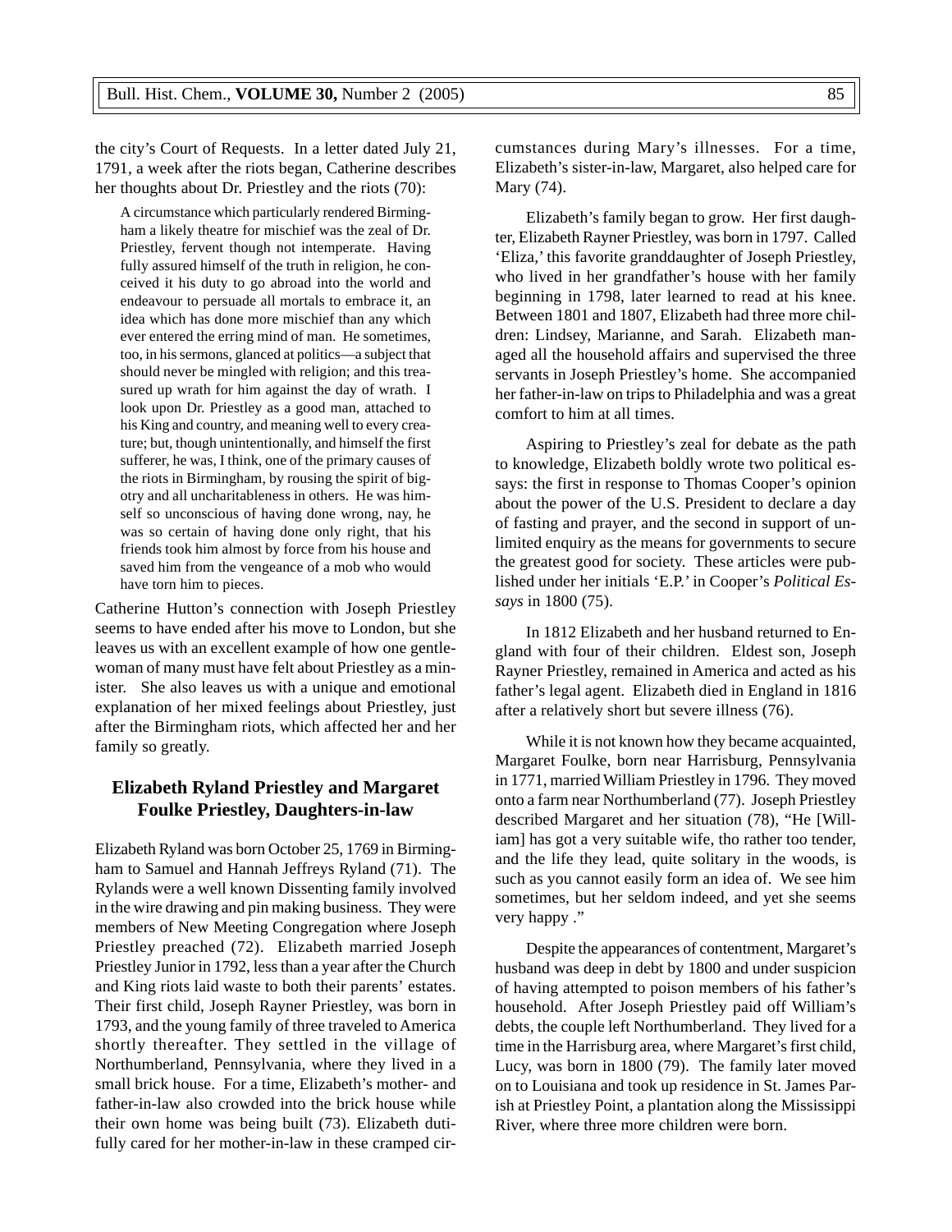the city's Court of Requests. In a letter dated July 21, 1791, a week after the riots began, Catherine describes her thoughts about Dr. Priestley and the riots (70):

> A circumstance which particularly rendered Birmingham a likely theatre for mischief was the zeal of Dr. Priestley, fervent though not intemperate. Having fully assured himself of the truth in religion, he conceived it his duty to go abroad into the world and endeavour to persuade all mortals to embrace it, an idea which has done more mischief than any which ever entered the erring mind of man. He sometimes, too, in his sermons, glanced at politics—a subject that should never be mingled with religion; and this treasured up wrath for him against the day of wrath. I look upon Dr. Priestley as a good man, attached to his King and country, and meaning well to every creature; but, though unintentionally, and himself the first sufferer, he was, I think, one of the primary causes of the riots in Birmingham, by rousing the spirit of bigotry and all uncharitableness in others. He was himself so unconscious of having done wrong, nay, he was so certain of having done only right, that his friends took him almost by force from his house and saved him from the vengeance of a mob who would have torn him to pieces.

Catherine Hutton's connection with Joseph Priestley seems to have ended after his move to London, but she leaves us with an excellent example of how one gentlewoman of many must have felt about Priestley as a minister. She also leaves us with a unique and emotional explanation of her mixed feelings about Priestley, just after the Birmingham riots, which affected her and her family so greatly.

## Elizabeth Ryland Priestley and Margaret Foulke Priestley, Daughters-in-law

Elizabeth Ryland was born October 25, 1769 in Birmingham to Samuel and Hannah Jeffreys Ryland (71). The Rylands were a well known Dissenting family involved in the wire drawing and pin making business. They were members of New Meeting Congregation where Joseph Priestley preached (72). Elizabeth married Joseph Priestley Junior in 1792, less than a year after the Church and King riots laid waste to both their parents' estates. Their first child, Joseph Rayner Priestley, was born in 1793, and the young family of three traveled to America shortly thereafter. They settled in the village of Northumberland, Pennsylvania, where they lived in a small brick house. For a time, Elizabeth's mother- and father-in-law also crowded into the brick house while their own home was being built (73). Elizabeth dutifully cared for her mother-in-law in these cramped circumstances during Mary's illnesses. For a time, Elizabeth's sister-in-law, Margaret, also helped care for Mary (74).

Elizabeth's family began to grow. Her first daughter, Elizabeth Rayner Priestley, was born in 1797. Called 'Eliza,' this favorite granddaughter of Joseph Priestley, who lived in her grandfather's house with her family beginning in 1798, later learned to read at his knee. Between 1801 and 1807, Elizabeth had three more children: Lindsey, Marianne, and Sarah. Elizabeth managed all the household affairs and supervised the three servants in Joseph Priestley's home. She accompanied her father-in-law on trips to Philadelphia and was a great comfort to him at all times.

Aspiring to Priestley's zeal for debate as the path to knowledge, Elizabeth boldly wrote two political essays: the first in response to Thomas Cooper's opinion about the power of the U.S. President to declare a day of fasting and prayer, and the second in support of unlimited enquiry as the means for governments to secure the greatest good for society. These articles were published under her initials 'E.P.' in Cooper's *Political Essays* in 1800 (75).

In 1812 Elizabeth and her husband returned to England with four of their children. Eldest son, Joseph Rayner Priestley, remained in America and acted as his father's legal agent. Elizabeth died in England in 1816 after a relatively short but severe illness (76).

While it is not known how they became acquainted, Margaret Foulke, born near Harrisburg, Pennsylvania in 1771, married William Priestley in 1796. They moved onto a farm near Northumberland (77). Joseph Priestley described Margaret and her situation (78), "He [William] has got a very suitable wife, tho rather too tender, and the life they lead, quite solitary in the woods, is such as you cannot easily form an idea of. We see him sometimes, but her seldom indeed, and yet she seems very happy ."

Despite the appearances of contentment, Margaret's husband was deep in debt by 1800 and under suspicion of having attempted to poison members of his father's household. After Joseph Priestley paid off William's debts, the couple left Northumberland. They lived for a time in the Harrisburg area, where Margaret's first child, Lucy, was born in 1800 (79). The family later moved on to Louisiana and took up residence in St. James Parish at Priestley Point, a plantation along the Mississippi River, where three more children were born.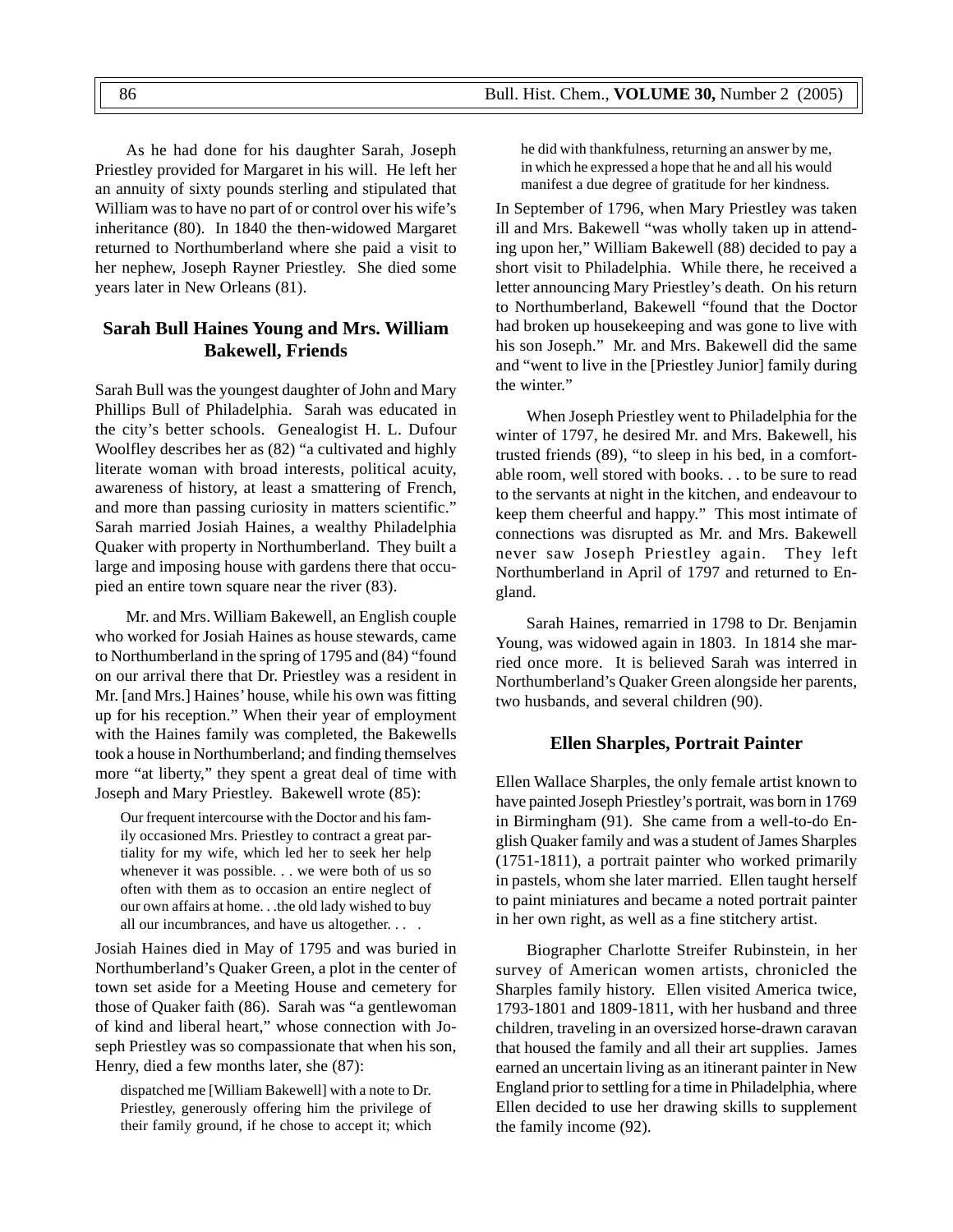As he had done for his daughter Sarah, Joseph Priestley provided for Margaret in his will. He left her an annuity of sixty pounds sterling and stipulated that William was to have no part of or control over his wife's inheritance (80). In 1840 the then-widowed Margaret returned to Northumberland where she paid a visit to her nephew, Joseph Rayner Priestley. She died some years later in New Orleans (81).

## Sarah Bull Haines Young and Mrs. William Bakewell, Friends

Sarah Bull was the youngest daughter of John and Mary Phillips Bull of Philadelphia. Sarah was educated in the city's better schools. Genealogist H. L. Dufour Woolfley describes her as (82) "a cultivated and highly literate woman with broad interests, political acuity, awareness of history, at least a smattering of French, and more than passing curiosity in matters scientific." Sarah married Josiah Haines, a wealthy Philadelphia Quaker with property in Northumberland. They built a large and imposing house with gardens there that occupied an entire town square near the river (83).

Mr. and Mrs. William Bakewell, an English couple who worked for Josiah Haines as house stewards, came to Northumberland in the spring of 1795 and (84) "found on our arrival there that Dr. Priestley was a resident in Mr. [and Mrs.] Haines' house, while his own was fitting up for his reception." When their year of employment with the Haines family was completed, the Bakewells took a house in Northumberland; and finding themselves more "at liberty," they spent a great deal of time with Joseph and Mary Priestley. Bakewell wrote (85):

> Our frequent intercourse with the Doctor and his family occasioned Mrs. Priestley to contract a great partiality for my wife, which led her to seek her help whenever it was possible. . . we were both of us so often with them as to occasion an entire neglect of our own affairs at home. . .the old lady wished to buy all our incumbrances, and have us altogether. . . .

Josiah Haines died in May of 1795 and was buried in Northumberland's Quaker Green, a plot in the center of town set aside for a Meeting House and cemetery for those of Quaker faith (86). Sarah was "a gentlewoman of kind and liberal heart," whose connection with Joseph Priestley was so compassionate that when his son, Henry, died a few months later, she (87):

> dispatched me [William Bakewell] with a note to Dr. Priestley, generously offering him the privilege of their family ground, if he chose to accept it; which he did with thankfulness, returning an answer by me, in which he expressed a hope that he and all his would manifest a due degree of gratitude for her kindness.

In September of 1796, when Mary Priestley was taken ill and Mrs. Bakewell "was wholly taken up in attending upon her," William Bakewell (88) decided to pay a short visit to Philadelphia. While there, he received a letter announcing Mary Priestley's death. On his return to Northumberland, Bakewell "found that the Doctor had broken up housekeeping and was gone to live with his son Joseph." Mr. and Mrs. Bakewell did the same and "went to live in the [Priestley Junior] family during the winter."

When Joseph Priestley went to Philadelphia for the winter of 1797, he desired Mr. and Mrs. Bakewell, his trusted friends (89), "to sleep in his bed, in a comfortable room, well stored with books. . . to be sure to read to the servants at night in the kitchen, and endeavour to keep them cheerful and happy." This most intimate of connections was disrupted as Mr. and Mrs. Bakewell never saw Joseph Priestley again. They left Northumberland in April of 1797 and returned to England.

Sarah Haines, remarried in 1798 to Dr. Benjamin Young, was widowed again in 1803. In 1814 she married once more. It is believed Sarah was interred in Northumberland's Quaker Green alongside her parents, two husbands, and several children (90).

## Ellen Sharples, Portrait Painter

Ellen Wallace Sharples, the only female artist known to have painted Joseph Priestley's portrait, was born in 1769 in Birmingham (91). She came from a well-to-do English Quaker family and was a student of James Sharples (1751-1811), a portrait painter who worked primarily in pastels, whom she later married. Ellen taught herself to paint miniatures and became a noted portrait painter in her own right, as well as a fine stitchery artist.

Biographer Charlotte Streifer Rubinstein, in her survey of American women artists, chronicled the Sharples family history. Ellen visited America twice, 1793-1801 and 1809-1811, with her husband and three children, traveling in an oversized horse-drawn caravan that housed the family and all their art supplies. James earned an uncertain living as an itinerant painter in New England prior to settling for a time in Philadelphia, where Ellen decided to use her drawing skills to supplement the family income (92).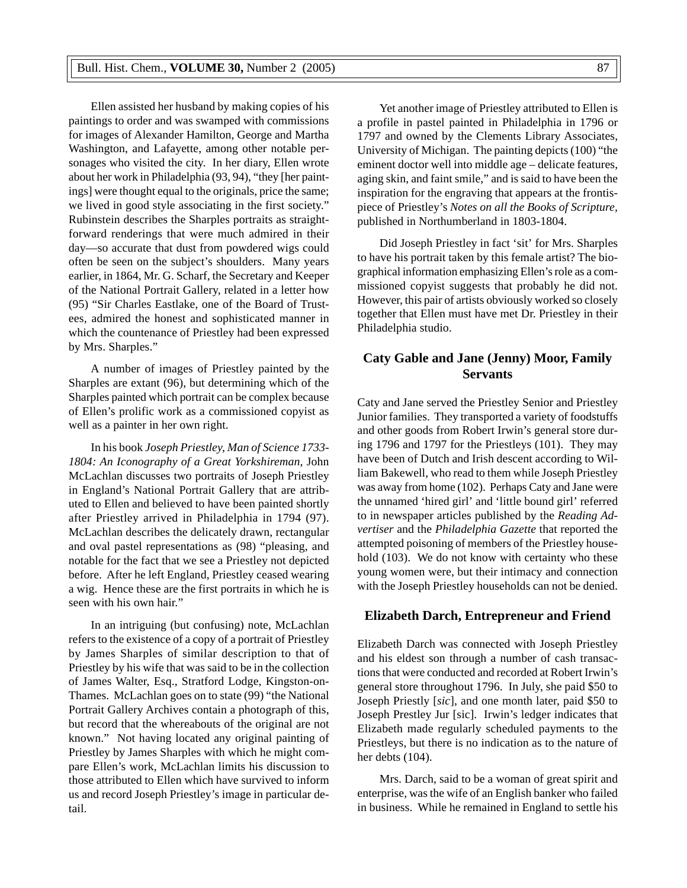Ellen assisted her husband by making copies of his paintings to order and was swamped with commissions for images of Alexander Hamilton, George and Martha Washington, and Lafayette, among other notable personages who visited the city. In her diary, Ellen wrote about her work in Philadelphia (93, 94), "they [her paintings] were thought equal to the originals, price the same; we lived in good style associating in the first society." Rubinstein describes the Sharples portraits as straightforward renderings that were much admired in their day—so accurate that dust from powdered wigs could often be seen on the subject's shoulders. Many years earlier, in 1864, Mr. G. Scharf, the Secretary and Keeper of the National Portrait Gallery, related in a letter how (95) "Sir Charles Eastlake, one of the Board of Trustees, admired the honest and sophisticated manner in which the countenance of Priestley had been expressed by Mrs. Sharples."

A number of images of Priestley painted by the Sharples are extant (96), but determining which of the Sharples painted which portrait can be complex because of Ellen's prolific work as a commissioned copyist as well as a painter in her own right.

In his book *Joseph Priestley, Man of Science 1733-1804: An Iconography of a Great Yorkshireman,* John McLachlan discusses two portraits of Joseph Priestley in England's National Portrait Gallery that are attributed to Ellen and believed to have been painted shortly after Priestley arrived in Philadelphia in 1794 (97). McLachlan describes the delicately drawn, rectangular and oval pastel representations as (98) "pleasing, and notable for the fact that we see a Priestley not depicted before. After he left England, Priestley ceased wearing a wig. Hence these are the first portraits in which he is seen with his own hair."

In an intriguing (but confusing) note, McLachlan refers to the existence of a copy of a portrait of Priestley by James Sharples of similar description to that of Priestley by his wife that was said to be in the collection of James Walter, Esq., Stratford Lodge, Kingston-on-Thames. McLachlan goes on to state (99) "the National Portrait Gallery Archives contain a photograph of this, but record that the whereabouts of the original are not known." Not having located any original painting of Priestley by James Sharples with which he might compare Ellen's work, McLachlan limits his discussion to those attributed to Ellen which have survived to inform us and record Joseph Priestley's image in particular detail.

Yet another image of Priestley attributed to Ellen is a profile in pastel painted in Philadelphia in 1796 or 1797 and owned by the Clements Library Associates, University of Michigan. The painting depicts (100) "the eminent doctor well into middle age – delicate features, aging skin, and faint smile," and is said to have been the inspiration for the engraving that appears at the frontispiece of Priestley's *Notes on all the Books of Scripture,* published in Northumberland in 1803-1804.

Did Joseph Priestley in fact 'sit' for Mrs. Sharples to have his portrait taken by this female artist? The biographical information emphasizing Ellen's role as a commissioned copyist suggests that probably he did not. However, this pair of artists obviously worked so closely together that Ellen must have met Dr. Priestley in their Philadelphia studio.

## Caty Gable and Jane (Jenny) Moor, Family Servants

Caty and Jane served the Priestley Senior and Priestley Junior families. They transported a variety of foodstuffs and other goods from Robert Irwin's general store during 1796 and 1797 for the Priestleys (101). They may have been of Dutch and Irish descent according to William Bakewell, who read to them while Joseph Priestley was away from home (102). Perhaps Caty and Jane were the unnamed 'hired girl' and 'little bound girl' referred to in newspaper articles published by the *Reading Advertiser* and the *Philadelphia Gazette* that reported the attempted poisoning of members of the Priestley household (103). We do not know with certainty who these young women were, but their intimacy and connection with the Joseph Priestley households can not be denied.

## Elizabeth Darch, Entrepreneur and Friend

Elizabeth Darch was connected with Joseph Priestley and his eldest son through a number of cash transactions that were conducted and recorded at Robert Irwin's general store throughout 1796. In July, she paid $50 to Joseph Priestly [*sic*], and one month later, paid $50 to Joseph Prestley Jur [sic]. Irwin's ledger indicates that Elizabeth made regularly scheduled payments to the Priestleys, but there is no indication as to the nature of her debts (104).

Mrs. Darch, said to be a woman of great spirit and enterprise, was the wife of an English banker who failed in business. While he remained in England to settle his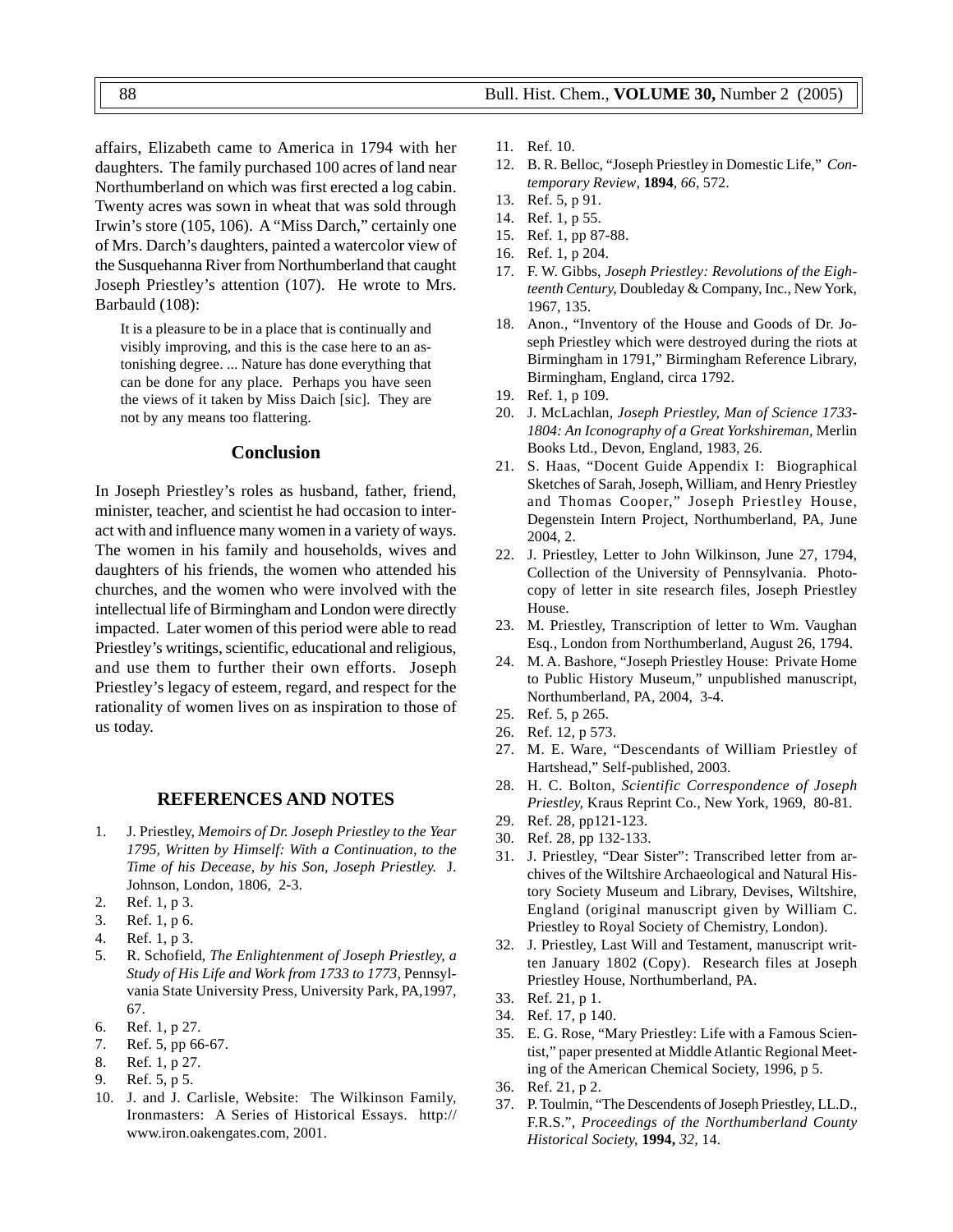affairs, Elizabeth came to America in 1794 with her daughters. The family purchased 100 acres of land near Northumberland on which was first erected a log cabin. Twenty acres was sown in wheat that was sold through Irwin's store (105, 106). A "Miss Darch," certainly one of Mrs. Darch's daughters, painted a watercolor view of the Susquehanna River from Northumberland that caught Joseph Priestley's attention (107). He wrote to Mrs. Barbauld (108):

> It is a pleasure to be in a place that is continually and visibly improving, and this is the case here to an astonishing degree. ... Nature has done everything that can be done for any place. Perhaps you have seen the views of it taken by Miss Daich [sic]. They are not by any means too flattering.

## Conclusion

In Joseph Priestley's roles as husband, father, friend, minister, teacher, and scientist he had occasion to interact with and influence many women in a variety of ways. The women in his family and households, wives and daughters of his friends, the women who attended his churches, and the women who were involved with the intellectual life of Birmingham and London were directly impacted. Later women of this period were able to read Priestley's writings, scientific, educational and religious, and use them to further their own efforts. Joseph Priestley's legacy of esteem, regard, and respect for the rationality of women lives on as inspiration to those of us today.

## REFERENCES AND NOTES

1. J. Priestley, *Memoirs of Dr. Joseph Priestley to the Year 1795, Written by Himself: With a Continuation, to the Time of his Decease, by his Son, Joseph Priestley.* J. Johnson, London, 1806, 2-3.
2. Ref. 1, p 3.
3. Ref. 1, p 6.
4. Ref. 1, p 3.
5. R. Schofield, *The Enlightenment of Joseph Priestley, a Study of His Life and Work from 1733 to 1773*, Pennsylvania State University Press, University Park, PA,1997, 67.
6. Ref. 1, p 27.
7. Ref. 5, pp 66-67.
8. Ref. 1, p 27.
9. Ref. 5, p 5.
10. J. and J. Carlisle, Website: The Wilkinson Family, Ironmasters: A Series of Historical Essays. http://www.iron.oakengates.com, 2001.
11. Ref. 10.
12. B. R. Belloc, "Joseph Priestley in Domestic Life," *Contemporary Review*, **1894**, *66*, 572.
13. Ref. 5, p 91.
14. Ref. 1, p 55.
15. Ref. 1, pp 87-88.
16. Ref. 1, p 204.
17. F. W. Gibbs, *Joseph Priestley: Revolutions of the Eighteenth Century,* Doubleday & Company, Inc., New York, 1967, 135.
18. Anon., "Inventory of the House and Goods of Dr. Joseph Priestley which were destroyed during the riots at Birmingham in 1791," Birmingham Reference Library, Birmingham, England, circa 1792.
19. Ref. 1, p 109.
20. J. McLachlan, *Joseph Priestley, Man of Science 1733-1804: An Iconography of a Great Yorkshireman,* Merlin Books Ltd., Devon, England, 1983, 26.
21. S. Haas, "Docent Guide Appendix I: Biographical Sketches of Sarah, Joseph, William, and Henry Priestley and Thomas Cooper," Joseph Priestley House, Degenstein Intern Project, Northumberland, PA, June 2004, 2.
22. J. Priestley, Letter to John Wilkinson, June 27, 1794, Collection of the University of Pennsylvania. Photocopy of letter in site research files, Joseph Priestley House.
23. M. Priestley, Transcription of letter to Wm. Vaughan Esq., London from Northumberland, August 26, 1794.
24. M. A. Bashore, "Joseph Priestley House: Private Home to Public History Museum," unpublished manuscript, Northumberland, PA, 2004, 3-4.
25. Ref. 5, p 265.
26. Ref. 12, p 573.
27. M. E. Ware, "Descendants of William Priestley of Hartshead," Self-published, 2003.
28. H. C. Bolton, *Scientific Correspondence of Joseph Priestley,* Kraus Reprint Co., New York, 1969, 80-81.
29. Ref. 28, pp121-123.
30. Ref. 28, pp 132-133.
31. J. Priestley, "Dear Sister": Transcribed letter from archives of the Wiltshire Archaeological and Natural History Society Museum and Library, Devises, Wiltshire, England (original manuscript given by William C. Priestley to Royal Society of Chemistry, London).
32. J. Priestley, Last Will and Testament, manuscript written January 1802 (Copy). Research files at Joseph Priestley House, Northumberland, PA.
33. Ref. 21, p 1.
34. Ref. 17, p 140.
35. E. G. Rose, "Mary Priestley: Life with a Famous Scientist," paper presented at Middle Atlantic Regional Meeting of the American Chemical Society, 1996, p 5.
36. Ref. 21, p 2.
37. P. Toulmin, "The Descendents of Joseph Priestley, LL.D., F.R.S.", *Proceedings of the Northumberland County Historical Society,* **1994,** *32,* 14.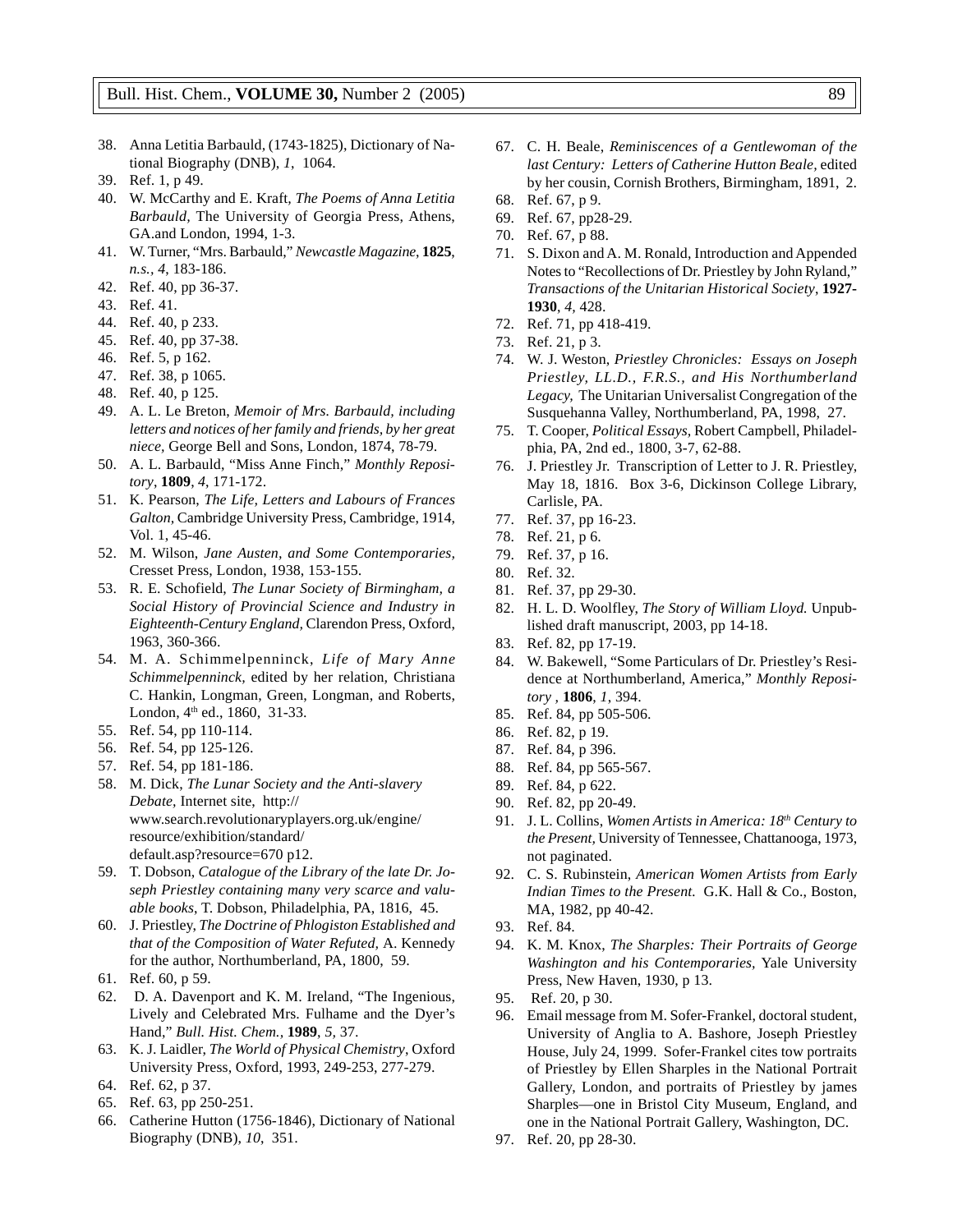38. Anna Letitia Barbauld, (1743-1825), Dictionary of National Biography (DNB), *1*, 1064.
39. Ref. 1, p 49.
40. W. McCarthy and E. Kraft, *The Poems of Anna Letitia Barbauld*, The University of Georgia Press, Athens, GA.and London, 1994, 1-3.
41. W. Turner, "Mrs. Barbauld," *Newcastle Magazine*, **1825**, *n.s., 4*, 183-186.
42. Ref. 40, pp 36-37.
43. Ref. 41.
44. Ref. 40, p 233.
45. Ref. 40, pp 37-38.
46. Ref. 5, p 162.
47. Ref. 38, p 1065.
48. Ref. 40, p 125.
49. A. L. Le Breton, *Memoir of Mrs. Barbauld, including letters and notices of her family and friends, by her great niece*, George Bell and Sons, London, 1874, 78-79.
50. A. L. Barbauld, "Miss Anne Finch," *Monthly Repository*, **1809**, *4*, 171-172.
51. K. Pearson, *The Life, Letters and Labours of Frances Galton*, Cambridge University Press, Cambridge, 1914, Vol. 1, 45-46.
52. M. Wilson, *Jane Austen, and Some Contemporaries*, Cresset Press, London, 1938, 153-155.
53. R. E. Schofield, *The Lunar Society of Birmingham, a Social History of Provincial Science and Industry in Eighteenth-Century England*, Clarendon Press, Oxford, 1963, 360-366.
54. M. A. Schimmelpenninck, *Life of Mary Anne Schimmelpenninck*, edited by her relation, Christiana C. Hankin, Longman, Green, Longman, and Roberts, London, 4th ed., 1860, 31-33.
55. Ref. 54, pp 110-114.
56. Ref. 54, pp 125-126.
57. Ref. 54, pp 181-186.
58. M. Dick, *The Lunar Society and the Anti-slavery Debate*, Internet site, http://www.search.revolutionaryplayers.org.uk/engine/resource/exhibition/standard/default.asp?resource=670 p12.
59. T. Dobson, *Catalogue of the Library of the late Dr. Joseph Priestley containing many very scarce and valuable books*, T. Dobson, Philadelphia, PA, 1816, 45.
60. J. Priestley, *The Doctrine of Phlogiston Established and that of the Composition of Water Refuted*, A. Kennedy for the author, Northumberland, PA, 1800, 59.
61. Ref. 60, p 59.
62. D. A. Davenport and K. M. Ireland, "The Ingenious, Lively and Celebrated Mrs. Fulhame and the Dyer's Hand," *Bull. Hist. Chem.*, **1989**, *5*, 37.
63. K. J. Laidler, *The World of Physical Chemistry*, Oxford University Press, Oxford, 1993, 249-253, 277-279.
64. Ref. 62, p 37.
65. Ref. 63, pp 250-251.
66. Catherine Hutton (1756-1846), Dictionary of National Biography (DNB), *10*, 351.
67. C. H. Beale, *Reminiscences of a Gentlewoman of the last Century: Letters of Catherine Hutton Beale*, edited by her cousin, Cornish Brothers, Birmingham, 1891, 2.
68. Ref. 67, p 9.
69. Ref. 67, pp28-29.
70. Ref. 67, p 88.
71. S. Dixon and A. M. Ronald, Introduction and Appended Notes to "Recollections of Dr. Priestley by John Ryland," *Transactions of the Unitarian Historical Society*, **1927-1930**, *4*, 428.
72. Ref. 71, pp 418-419.
73. Ref. 21, p 3.
74. W. J. Weston, *Priestley Chronicles: Essays on Joseph Priestley, LL.D., F.R.S., and His Northumberland Legacy*, The Unitarian Universalist Congregation of the Susquehanna Valley, Northumberland, PA, 1998, 27.
75. T. Cooper, *Political Essays*, Robert Campbell, Philadelphia, PA, 2nd ed., 1800, 3-7, 62-88.
76. J. Priestley Jr. Transcription of Letter to J. R. Priestley, May 18, 1816. Box 3-6, Dickinson College Library, Carlisle, PA.
77. Ref. 37, pp 16-23.
78. Ref. 21, p 6.
79. Ref. 37, p 16.
80. Ref. 32.
81. Ref. 37, pp 29-30.
82. H. L. D. Woolfley, *The Story of William Lloyd.* Unpublished draft manuscript, 2003, pp 14-18.
83. Ref. 82, pp 17-19.
84. W. Bakewell, "Some Particulars of Dr. Priestley's Residence at Northumberland, America," *Monthly Repository* , **1806**, *1*, 394.
85. Ref. 84, pp 505-506.
86. Ref. 82, p 19.
87. Ref. 84, p 396.
88. Ref. 84, pp 565-567.
89. Ref. 84, p 622.
90. Ref. 82, pp 20-49.
91. J. L. Collins, *Women Artists in America: 18th Century to the Present*, University of Tennessee, Chattanooga, 1973, not paginated.
92. C. S. Rubinstein, *American Women Artists from Early Indian Times to the Present.* G.K. Hall & Co., Boston, MA, 1982, pp 40-42.
93. Ref. 84.
94. K. M. Knox, *The Sharples: Their Portraits of George Washington and his Contemporaries*, Yale University Press, New Haven, 1930, p 13.
95. Ref. 20, p 30.
96. Email message from M. Sofer-Frankel, doctoral student, University of Anglia to A. Bashore, Joseph Priestley House, July 24, 1999. Sofer-Frankel cites tow portraits of Priestley by Ellen Sharples in the National Portrait Gallery, London, and portraits of Priestley by james Sharples—one in Bristol City Museum, England, and one in the National Portrait Gallery, Washington, DC.
97. Ref. 20, pp 28-30.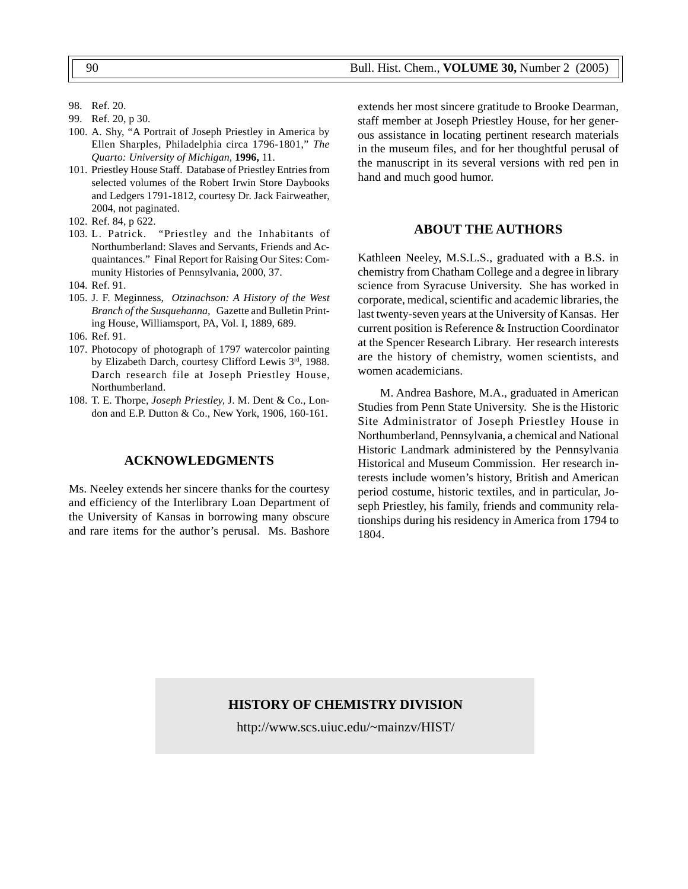98. Ref. 20.
99. Ref. 20, p 30.
100. A. Shy, "A Portrait of Joseph Priestley in America by Ellen Sharples, Philadelphia circa 1796-1801," *The Quarto: University of Michigan*, **1996,** 11.
101. Priestley House Staff. Database of Priestley Entries from selected volumes of the Robert Irwin Store Daybooks and Ledgers 1791-1812, courtesy Dr. Jack Fairweather, 2004, not paginated.
102. Ref. 84, p 622.
103. L. Patrick. "Priestley and the Inhabitants of Northumberland: Slaves and Servants, Friends and Acquaintances." Final Report for Raising Our Sites: Community Histories of Pennsylvania, 2000, 37.
104. Ref. 91.
105. J. F. Meginness, *Otzinachson: A History of the West Branch of the Susquehanna*, Gazette and Bulletin Printing House, Williamsport, PA, Vol. I, 1889, 689.
106. Ref. 91.
107. Photocopy of photograph of 1797 watercolor painting by Elizabeth Darch, courtesy Clifford Lewis 3rd, 1988. Darch research file at Joseph Priestley House, Northumberland.
108. T. E. Thorpe, *Joseph Priestley*, J. M. Dent & Co., London and E.P. Dutton & Co., New York, 1906, 160-161.

## ACKNOWLEDGMENTS

Ms. Neeley extends her sincere thanks for the courtesy and efficiency of the Interlibrary Loan Department of the University of Kansas in borrowing many obscure and rare items for the author's perusal. Ms. Bashore extends her most sincere gratitude to Brooke Dearman, staff member at Joseph Priestley House, for her generous assistance in locating pertinent research materials in the museum files, and for her thoughtful perusal of the manuscript in its several versions with red pen in hand and much good humor.

## ABOUT THE AUTHORS

Kathleen Neeley, M.S.L.S., graduated with a B.S. in chemistry from Chatham College and a degree in library science from Syracuse University. She has worked in corporate, medical, scientific and academic libraries, the last twenty-seven years at the University of Kansas. Her current position is Reference & Instruction Coordinator at the Spencer Research Library. Her research interests are the history of chemistry, women scientists, and women academicians.

M. Andrea Bashore, M.A., graduated in American Studies from Penn State University. She is the Historic Site Administrator of Joseph Priestley House in Northumberland, Pennsylvania, a chemical and National Historic Landmark administered by the Pennsylvania Historical and Museum Commission. Her research interests include women's history, British and American period costume, historic textiles, and in particular, Joseph Priestley, his family, friends and community relationships during his residency in America from 1794 to 1804.

**HISTORY OF CHEMISTRY DIVISION**

http://www.scs.uiuc.edu/~mainzv/HIST/